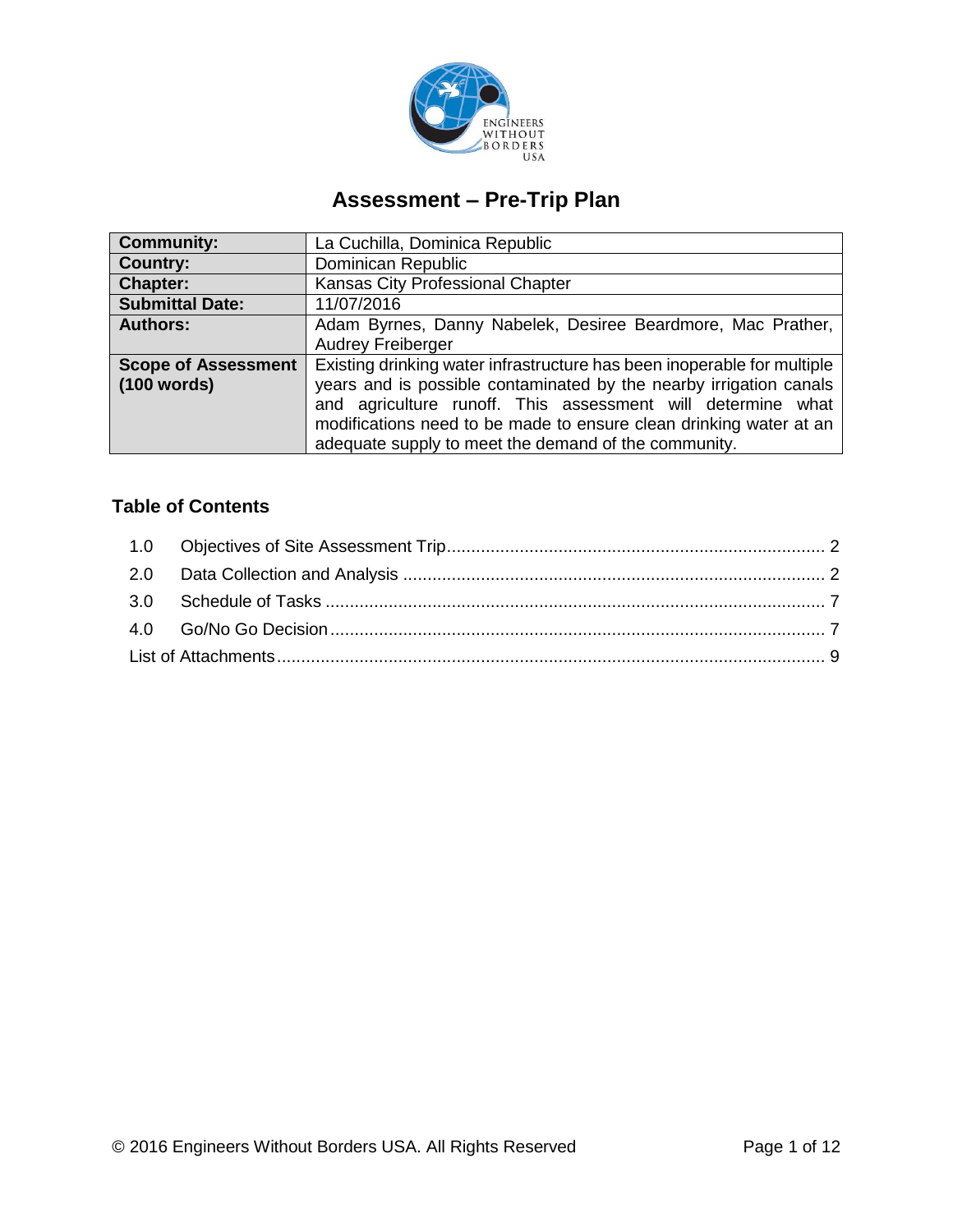# Assessment – Pre-Trip Plan

| **Community:** | La Cuchilla, Dominica Republic |
|---|---|
| **Country:** | Dominican Republic |
| **Chapter:** | Kansas City Professional Chapter |
| **Submittal Date:** | 11/07/2016 |
| **Authors:** | Adam Byrnes, Danny Nabelek, Desiree Beardmore, Mac Prather, Audrey Freiberger |
| **Scope of Assessment (100 words)** | Existing drinking water infrastructure has been inoperable for multiple years and is possible contaminated by the nearby irrigation canals and agriculture runoff. This assessment will determine what modifications need to be made to ensure clean drinking water at an adequate supply to meet the demand of the community. |

## Table of Contents

1.0 Objectives of Site Assessment Trip .......... 2
2.0 Data Collection and Analysis .......... 2
3.0 Schedule of Tasks .......... 7
4.0 Go/No Go Decision .......... 7
List of Attachments .......... 9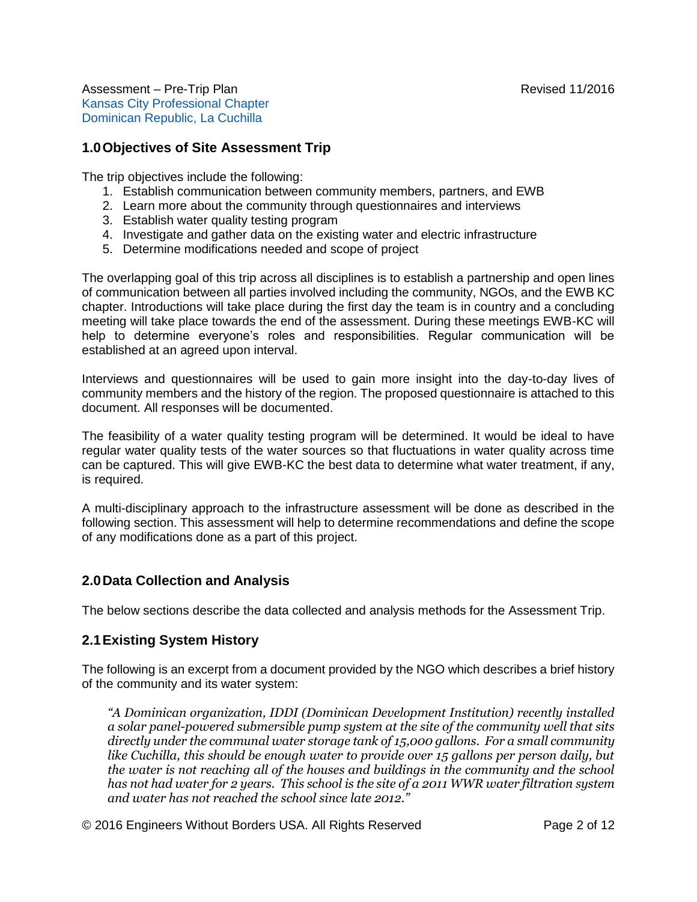Assessment – Pre-Trip Plan
Kansas City Professional Chapter
Dominican Republic, La Cuchilla

Revised 11/2016

## 1.0 Objectives of Site Assessment Trip

The trip objectives include the following:

1. Establish communication between community members, partners, and EWB
2. Learn more about the community through questionnaires and interviews
3. Establish water quality testing program
4. Investigate and gather data on the existing water and electric infrastructure
5. Determine modifications needed and scope of project

The overlapping goal of this trip across all disciplines is to establish a partnership and open lines of communication between all parties involved including the community, NGOs, and the EWB KC chapter. Introductions will take place during the first day the team is in country and a concluding meeting will take place towards the end of the assessment. During these meetings EWB-KC will help to determine everyone's roles and responsibilities. Regular communication will be established at an agreed upon interval.

Interviews and questionnaires will be used to gain more insight into the day-to-day lives of community members and the history of the region. The proposed questionnaire is attached to this document. All responses will be documented.

The feasibility of a water quality testing program will be determined. It would be ideal to have regular water quality tests of the water sources so that fluctuations in water quality across time can be captured. This will give EWB-KC the best data to determine what water treatment, if any, is required.

A multi-disciplinary approach to the infrastructure assessment will be done as described in the following section. This assessment will help to determine recommendations and define the scope of any modifications done as a part of this project.

## 2.0 Data Collection and Analysis

The below sections describe the data collected and analysis methods for the Assessment Trip.

## 2.1 Existing System History

The following is an excerpt from a document provided by the NGO which describes a brief history of the community and its water system:

> *"A Dominican organization, IDDI (Dominican Development Institution) recently installed a solar panel-powered submersible pump system at the site of the community well that sits directly under the communal water storage tank of 15,000 gallons. For a small community like Cuchilla, this should be enough water to provide over 15 gallons per person daily, but the water is not reaching all of the houses and buildings in the community and the school has not had water for 2 years. This school is the site of a 2011 WWR water filtration system and water has not reached the school since late 2012."*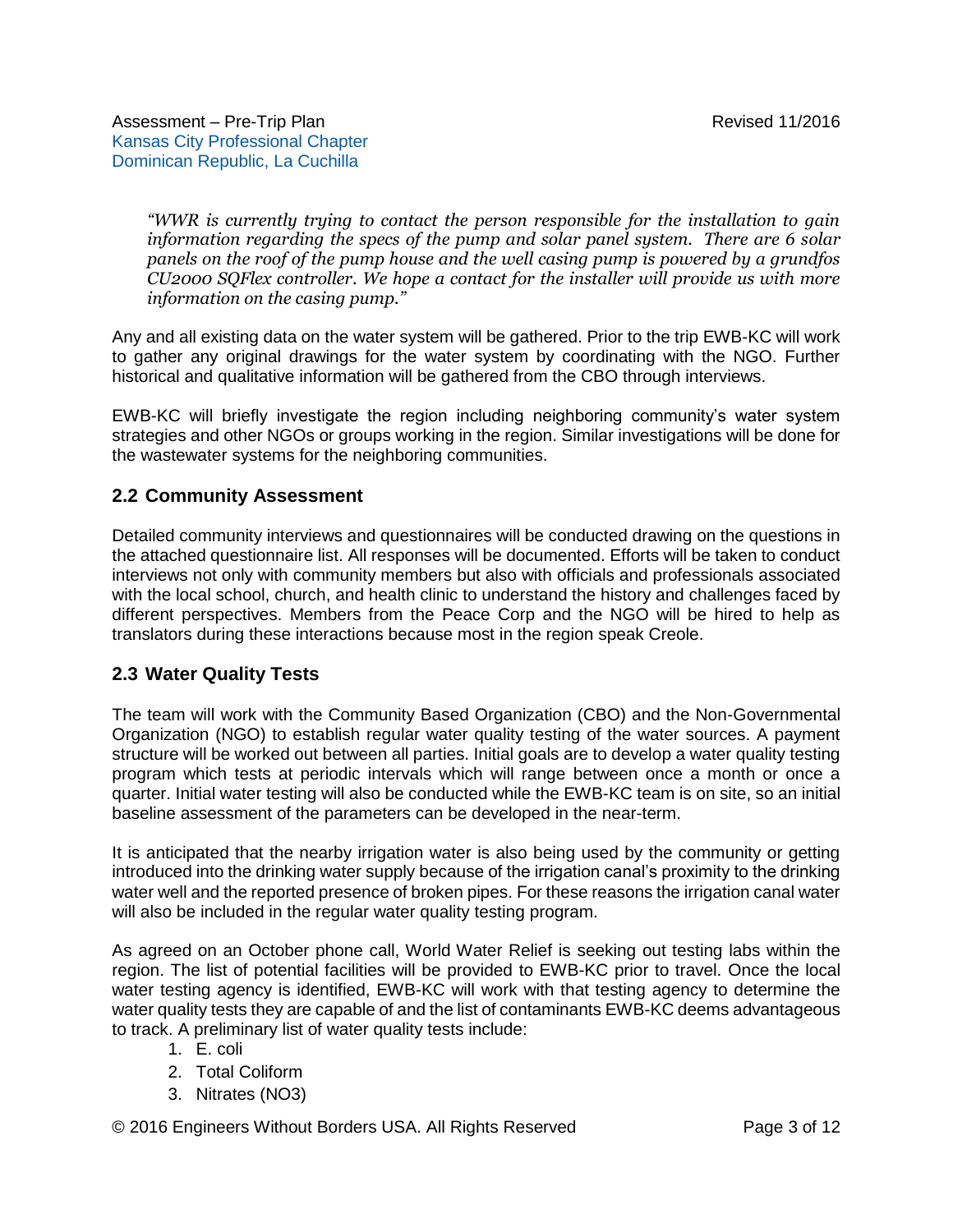*"WWR is currently trying to contact the person responsible for the installation to gain information regarding the specs of the pump and solar panel system. There are 6 solar panels on the roof of the pump house and the well casing pump is powered by a grundfos CU2000 SQFlex controller. We hope a contact for the installer will provide us with more information on the casing pump."*

Any and all existing data on the water system will be gathered. Prior to the trip EWB-KC will work to gather any original drawings for the water system by coordinating with the NGO. Further historical and qualitative information will be gathered from the CBO through interviews.

EWB-KC will briefly investigate the region including neighboring community's water system strategies and other NGOs or groups working in the region. Similar investigations will be done for the wastewater systems for the neighboring communities.

## 2.2 Community Assessment

Detailed community interviews and questionnaires will be conducted drawing on the questions in the attached questionnaire list. All responses will be documented. Efforts will be taken to conduct interviews not only with community members but also with officials and professionals associated with the local school, church, and health clinic to understand the history and challenges faced by different perspectives. Members from the Peace Corp and the NGO will be hired to help as translators during these interactions because most in the region speak Creole.

## 2.3 Water Quality Tests

The team will work with the Community Based Organization (CBO) and the Non-Governmental Organization (NGO) to establish regular water quality testing of the water sources. A payment structure will be worked out between all parties. Initial goals are to develop a water quality testing program which tests at periodic intervals which will range between once a month or once a quarter. Initial water testing will also be conducted while the EWB-KC team is on site, so an initial baseline assessment of the parameters can be developed in the near-term.

It is anticipated that the nearby irrigation water is also being used by the community or getting introduced into the drinking water supply because of the irrigation canal's proximity to the drinking water well and the reported presence of broken pipes. For these reasons the irrigation canal water will also be included in the regular water quality testing program.

As agreed on an October phone call, World Water Relief is seeking out testing labs within the region. The list of potential facilities will be provided to EWB-KC prior to travel. Once the local water testing agency is identified, EWB-KC will work with that testing agency to determine the water quality tests they are capable of and the list of contaminants EWB-KC deems advantageous to track. A preliminary list of water quality tests include:

1. E. coli
2. Total Coliform
3. Nitrates ($NO_3$)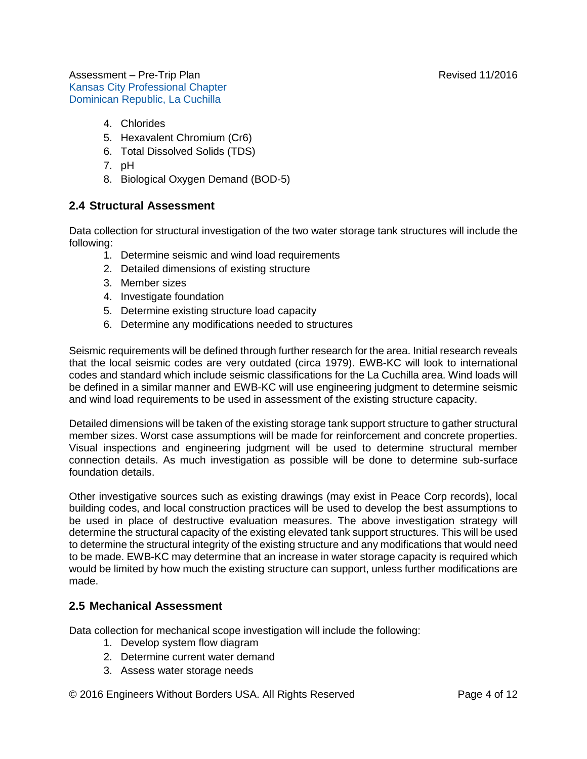4. Chlorides
5. Hexavalent Chromium (Cr6)
6. Total Dissolved Solids (TDS)
7. pH
8. Biological Oxygen Demand (BOD-5)

## 2.4 Structural Assessment

Data collection for structural investigation of the two water storage tank structures will include the following:

1. Determine seismic and wind load requirements
2. Detailed dimensions of existing structure
3. Member sizes
4. Investigate foundation
5. Determine existing structure load capacity
6. Determine any modifications needed to structures

Seismic requirements will be defined through further research for the area. Initial research reveals that the local seismic codes are very outdated (circa 1979). EWB-KC will look to international codes and standard which include seismic classifications for the La Cuchilla area. Wind loads will be defined in a similar manner and EWB-KC will use engineering judgment to determine seismic and wind load requirements to be used in assessment of the existing structure capacity.

Detailed dimensions will be taken of the existing storage tank support structure to gather structural member sizes. Worst case assumptions will be made for reinforcement and concrete properties. Visual inspections and engineering judgment will be used to determine structural member connection details. As much investigation as possible will be done to determine sub-surface foundation details.

Other investigative sources such as existing drawings (may exist in Peace Corp records), local building codes, and local construction practices will be used to develop the best assumptions to be used in place of destructive evaluation measures. The above investigation strategy will determine the structural capacity of the existing elevated tank support structures. This will be used to determine the structural integrity of the existing structure and any modifications that would need to be made. EWB-KC may determine that an increase in water storage capacity is required which would be limited by how much the existing structure can support, unless further modifications are made.

## 2.5 Mechanical Assessment

Data collection for mechanical scope investigation will include the following:

1. Develop system flow diagram
2. Determine current water demand
3. Assess water storage needs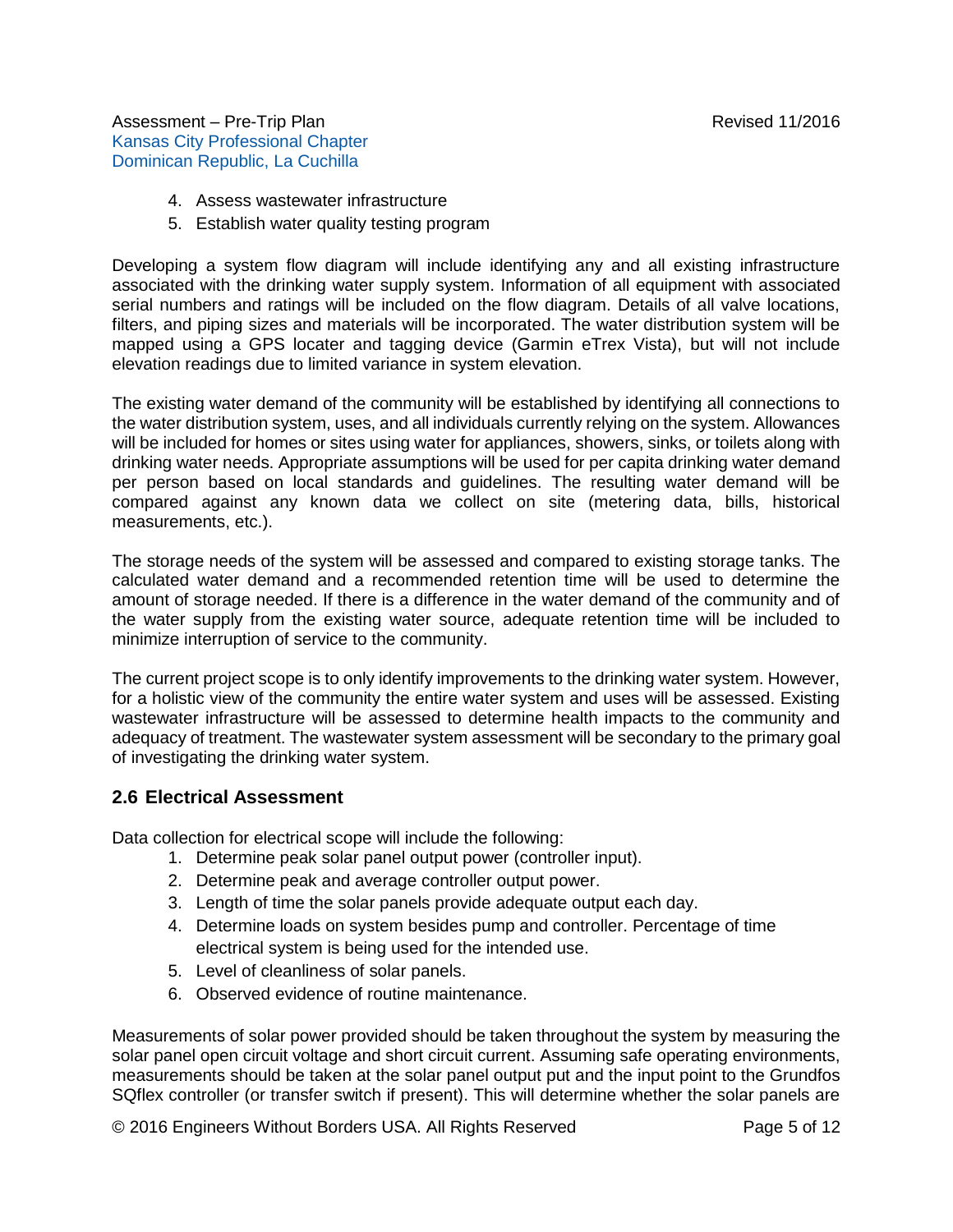4. Assess wastewater infrastructure
5. Establish water quality testing program

Developing a system flow diagram will include identifying any and all existing infrastructure associated with the drinking water supply system. Information of all equipment with associated serial numbers and ratings will be included on the flow diagram. Details of all valve locations, filters, and piping sizes and materials will be incorporated. The water distribution system will be mapped using a GPS locater and tagging device (Garmin eTrex Vista), but will not include elevation readings due to limited variance in system elevation.

The existing water demand of the community will be established by identifying all connections to the water distribution system, uses, and all individuals currently relying on the system. Allowances will be included for homes or sites using water for appliances, showers, sinks, or toilets along with drinking water needs. Appropriate assumptions will be used for per capita drinking water demand per person based on local standards and guidelines. The resulting water demand will be compared against any known data we collect on site (metering data, bills, historical measurements, etc.).

The storage needs of the system will be assessed and compared to existing storage tanks. The calculated water demand and a recommended retention time will be used to determine the amount of storage needed. If there is a difference in the water demand of the community and of the water supply from the existing water source, adequate retention time will be included to minimize interruption of service to the community.

The current project scope is to only identify improvements to the drinking water system. However, for a holistic view of the community the entire water system and uses will be assessed. Existing wastewater infrastructure will be assessed to determine health impacts to the community and adequacy of treatment. The wastewater system assessment will be secondary to the primary goal of investigating the drinking water system.

## 2.6 Electrical Assessment

Data collection for electrical scope will include the following:

1. Determine peak solar panel output power (controller input).
2. Determine peak and average controller output power.
3. Length of time the solar panels provide adequate output each day.
4. Determine loads on system besides pump and controller. Percentage of time electrical system is being used for the intended use.
5. Level of cleanliness of solar panels.
6. Observed evidence of routine maintenance.

Measurements of solar power provided should be taken throughout the system by measuring the solar panel open circuit voltage and short circuit current. Assuming safe operating environments, measurements should be taken at the solar panel output put and the input point to the Grundfos SQflex controller (or transfer switch if present). This will determine whether the solar panels are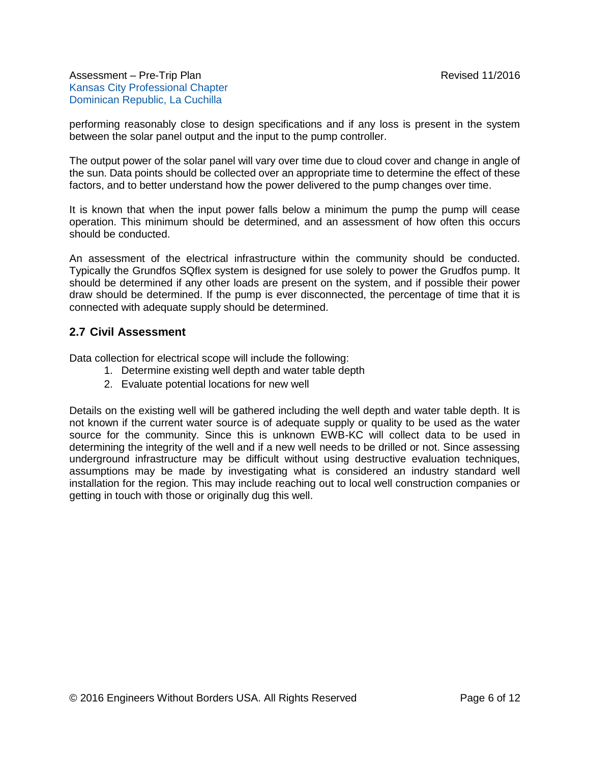performing reasonably close to design specifications and if any loss is present in the system between the solar panel output and the input to the pump controller.

The output power of the solar panel will vary over time due to cloud cover and change in angle of the sun. Data points should be collected over an appropriate time to determine the effect of these factors, and to better understand how the power delivered to the pump changes over time.

It is known that when the input power falls below a minimum the pump the pump will cease operation. This minimum should be determined, and an assessment of how often this occurs should be conducted.

An assessment of the electrical infrastructure within the community should be conducted. Typically the Grundfos SQflex system is designed for use solely to power the Grudfos pump. It should be determined if any other loads are present on the system, and if possible their power draw should be determined. If the pump is ever disconnected, the percentage of time that it is connected with adequate supply should be determined.

### 2.7 Civil Assessment

Data collection for electrical scope will include the following:

1. Determine existing well depth and water table depth
2. Evaluate potential locations for new well

Details on the existing well will be gathered including the well depth and water table depth. It is not known if the current water source is of adequate supply or quality to be used as the water source for the community. Since this is unknown EWB-KC will collect data to be used in determining the integrity of the well and if a new well needs to be drilled or not. Since assessing underground infrastructure may be difficult without using destructive evaluation techniques, assumptions may be made by investigating what is considered an industry standard well installation for the region. This may include reaching out to local well construction companies or getting in touch with those or originally dug this well.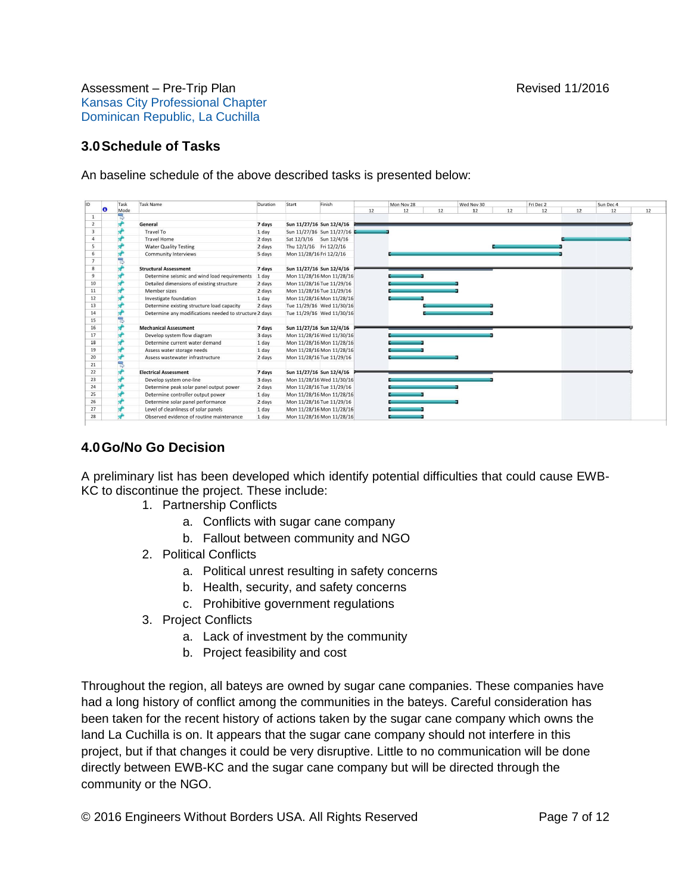## 3.0 Schedule of Tasks

An baseline schedule of the above described tasks is presented below:

| ID | Task Name | Duration | Start | Finish |
|---|---|---|---|---|
| 1 | | | | |
| 2 | **General** | **7 days** | **Sun 11/27/16** | **Sun 12/4/16** |
| 3 | Travel To | 1 day | Sun 11/27/16 | Sun 11/27/16 |
| 4 | Travel Home | 2 days | Sat 12/3/16 | Sun 12/4/16 |
| 5 | Water Quality Testing | 2 days | Thu 12/1/16 | Fri 12/2/16 |
| 6 | Community Interviews | 5 days | Mon 11/28/16 | Fri 12/2/16 |
| 7 | | | | |
| 8 | **Structural Assessment** | **7 days** | **Sun 11/27/16** | **Sun 12/4/16** |
| 9 | Determine seismic and wind load requirements | 1 day | Mon 11/28/16 | Mon 11/28/16 |
| 10 | Detailed dimensions of existing structure | 2 days | Mon 11/28/16 | Tue 11/29/16 |
| 11 | Member sizes | 2 days | Mon 11/28/16 | Tue 11/29/16 |
| 12 | Investigate foundation | 1 day | Mon 11/28/16 | Mon 11/28/16 |
| 13 | Determine existing structure load capacity | 2 days | Tue 11/29/16 | Wed 11/30/16 |
| 14 | Determine any modifications needed to structure | 2 days | Tue 11/29/16 | Wed 11/30/16 |
| 15 | | | | |
| 16 | **Mechanical Assessment** | **7 days** | **Sun 11/27/16** | **Sun 12/4/16** |
| 17 | Develop system flow diagram | 3 days | Mon 11/28/16 | Wed 11/30/16 |
| 18 | Determine current water demand | 1 day | Mon 11/28/16 | Mon 11/28/16 |
| 19 | Assess water storage needs | 1 day | Mon 11/28/16 | Mon 11/28/16 |
| 20 | Assess wastewater infrastructure | 2 days | Mon 11/28/16 | Tue 11/29/16 |
| 21 | | | | |
| 22 | **Electrical Assessment** | **7 days** | **Sun 11/27/16** | **Sun 12/4/16** |
| 23 | Develop system one-line | 3 days | Mon 11/28/16 | Wed 11/30/16 |
| 24 | Determine peak solar panel output power | 2 days | Mon 11/28/16 | Tue 11/29/16 |
| 25 | Determine controller output power | 1 day | Mon 11/28/16 | Mon 11/28/16 |
| 26 | Determine solar panel performance | 2 days | Mon 11/28/16 | Tue 11/29/16 |
| 27 | Level of cleanliness of solar panels | 1 day | Mon 11/28/16 | Mon 11/28/16 |
| 28 | Observed evidence of routine maintenance | 1 day | Mon 11/28/16 | Mon 11/28/16 |

## 4.0 Go/No Go Decision

A preliminary list has been developed which identify potential difficulties that could cause EWB-KC to discontinue the project. These include:

1. Partnership Conflicts
    a. Conflicts with sugar cane company
    b. Fallout between community and NGO
2. Political Conflicts
    a. Political unrest resulting in safety concerns
    b. Health, security, and safety concerns
    c. Prohibitive government regulations
3. Project Conflicts
    a. Lack of investment by the community
    b. Project feasibility and cost

Throughout the region, all bateys are owned by sugar cane companies. These companies have had a long history of conflict among the communities in the bateys. Careful consideration has been taken for the recent history of actions taken by the sugar cane company which owns the land La Cuchilla is on. It appears that the sugar cane company should not interfere in this project, but if that changes it could be very disruptive. Little to no communication will be done directly between EWB-KC and the sugar cane company but will be directed through the community or the NGO.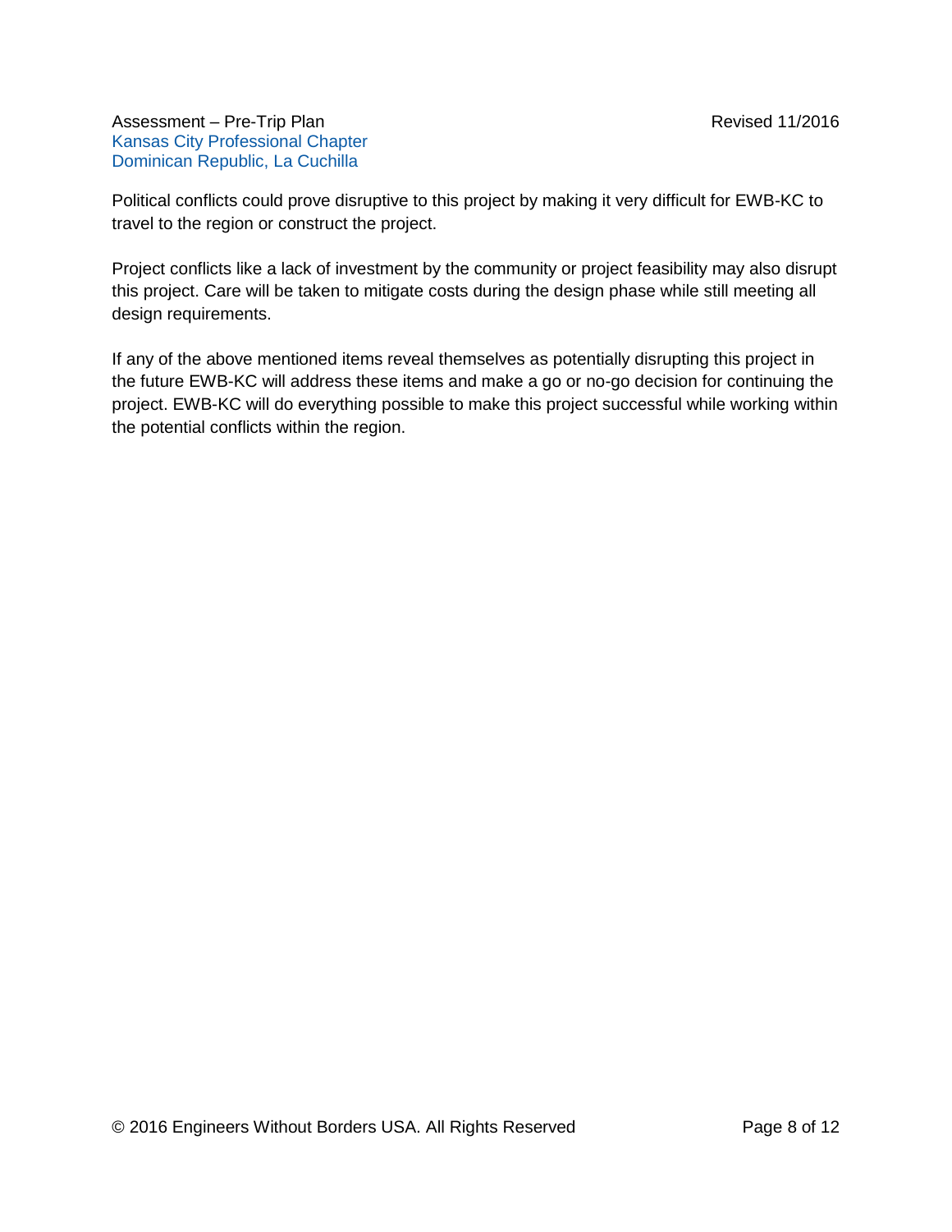Political conflicts could prove disruptive to this project by making it very difficult for EWB-KC to travel to the region or construct the project.

Project conflicts like a lack of investment by the community or project feasibility may also disrupt this project. Care will be taken to mitigate costs during the design phase while still meeting all design requirements.

If any of the above mentioned items reveal themselves as potentially disrupting this project in the future EWB-KC will address these items and make a go or no-go decision for continuing the project. EWB-KC will do everything possible to make this project successful while working within the potential conflicts within the region.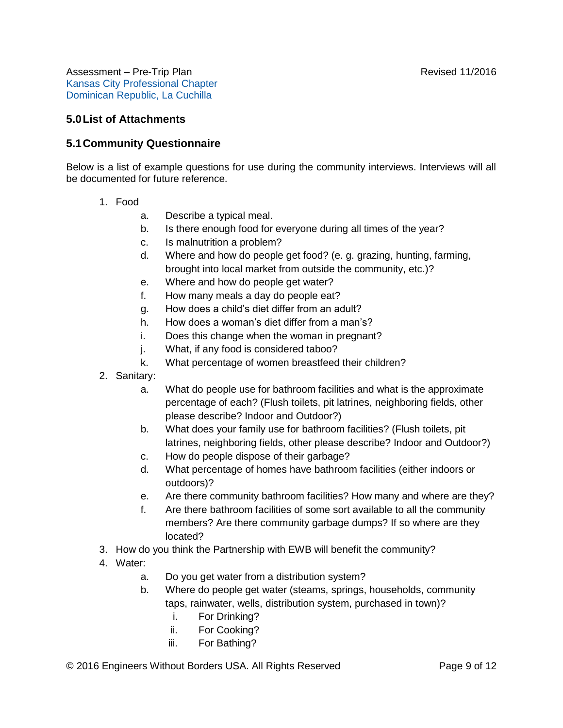## 5.0 List of Attachments

### 5.1 Community Questionnaire

Below is a list of example questions for use during the community interviews. Interviews will all be documented for future reference.

1. Food
   a. Describe a typical meal.
   b. Is there enough food for everyone during all times of the year?
   c. Is malnutrition a problem?
   d. Where and how do people get food? (e. g. grazing, hunting, farming, brought into local market from outside the community, etc.)?
   e. Where and how do people get water?
   f. How many meals a day do people eat?
   g. How does a child's diet differ from an adult?
   h. How does a woman's diet differ from a man's?
   i. Does this change when the woman in pregnant?
   j. What, if any food is considered taboo?
   k. What percentage of women breastfeed their children?
2. Sanitary:
   a. What do people use for bathroom facilities and what is the approximate percentage of each? (Flush toilets, pit latrines, neighboring fields, other please describe? Indoor and Outdoor?)
   b. What does your family use for bathroom facilities? (Flush toilets, pit latrines, neighboring fields, other please describe? Indoor and Outdoor?)
   c. How do people dispose of their garbage?
   d. What percentage of homes have bathroom facilities (either indoors or outdoors)?
   e. Are there community bathroom facilities? How many and where are they?
   f. Are there bathroom facilities of some sort available to all the community members? Are there community garbage dumps? If so where are they located?
3. How do you think the Partnership with EWB will benefit the community?
4. Water:
   a. Do you get water from a distribution system?
   b. Where do people get water (steams, springs, households, community taps, rainwater, wells, distribution system, purchased in town)?
      i. For Drinking?
      ii. For Cooking?
      iii. For Bathing?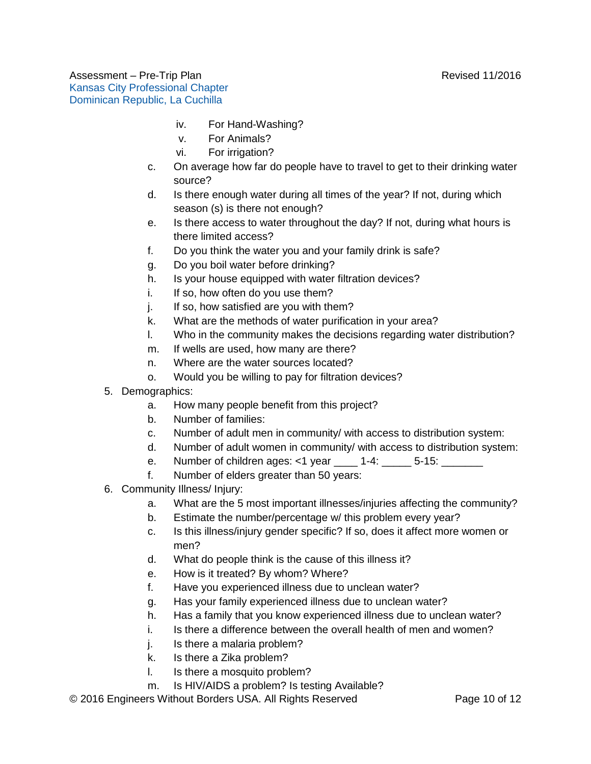iv. For Hand-Washing?
v. For Animals?
vi. For irrigation?

c. On average how far do people have to travel to get to their drinking water source?
d. Is there enough water during all times of the year? If not, during which season (s) is there not enough?
e. Is there access to water throughout the day? If not, during what hours is there limited access?
f. Do you think the water you and your family drink is safe?
g. Do you boil water before drinking?
h. Is your house equipped with water filtration devices?
i. If so, how often do you use them?
j. If so, how satisfied are you with them?
k. What are the methods of water purification in your area?
l. Who in the community makes the decisions regarding water distribution?
m. If wells are used, how many are there?
n. Where are the water sources located?
o. Would you be willing to pay for filtration devices?

5. Demographics:
   a. How many people benefit from this project?
   b. Number of families:
   c. Number of adult men in community/ with access to distribution system:
   d. Number of adult women in community/ with access to distribution system:
   e. Number of children ages: <1 year ____ 1-4: _____ 5-15: _______
   f. Number of elders greater than 50 years:
6. Community Illness/ Injury:
   a. What are the 5 most important illnesses/injuries affecting the community?
   b. Estimate the number/percentage w/ this problem every year?
   c. Is this illness/injury gender specific? If so, does it affect more women or men?
   d. What do people think is the cause of this illness it?
   e. How is it treated? By whom? Where?
   f. Have you experienced illness due to unclean water?
   g. Has your family experienced illness due to unclean water?
   h. Has a family that you know experienced illness due to unclean water?
   i. Is there a difference between the overall health of men and women?
   j. Is there a malaria problem?
   k. Is there a Zika problem?
   l. Is there a mosquito problem?
   m. Is HIV/AIDS a problem? Is testing Available?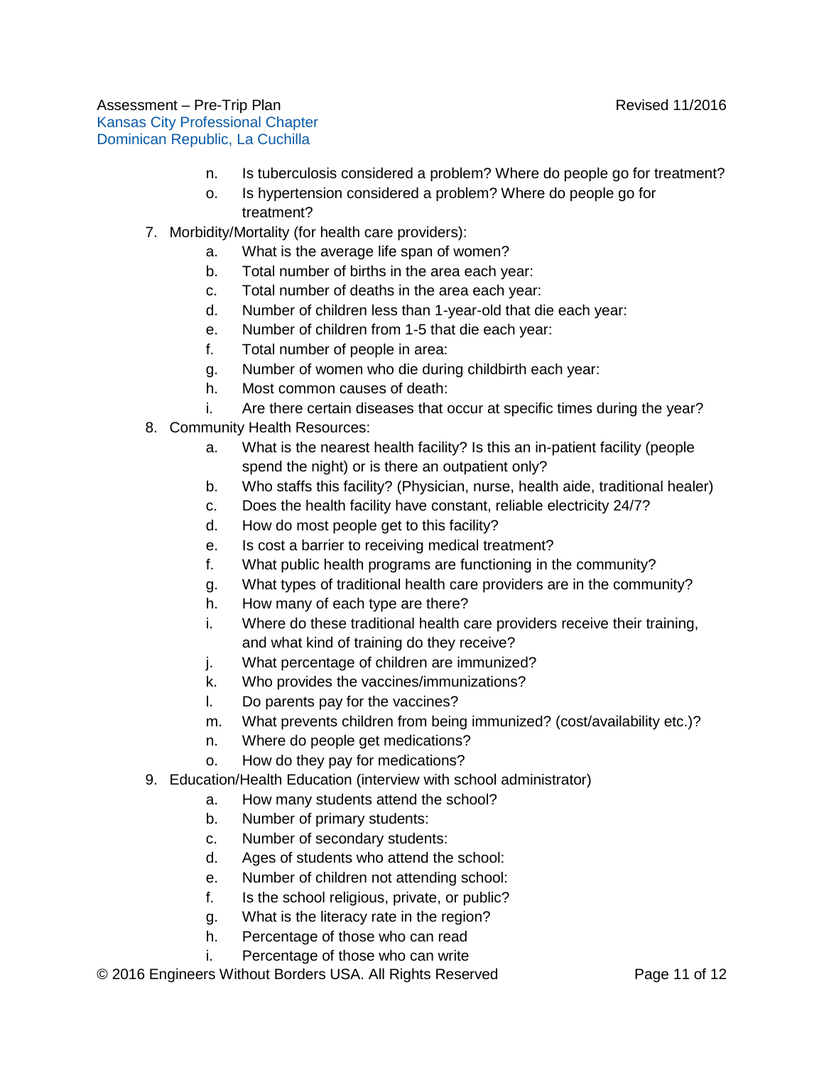n. Is tuberculosis considered a problem? Where do people go for treatment?

o. Is hypertension considered a problem? Where do people go for treatment?

7. Morbidity/Mortality (for health care providers):
    a. What is the average life span of women?
    b. Total number of births in the area each year:
    c. Total number of deaths in the area each year:
    d. Number of children less than 1-year-old that die each year:
    e. Number of children from 1-5 that die each year:
    f. Total number of people in area:
    g. Number of women who die during childbirth each year:
    h. Most common causes of death:
    i. Are there certain diseases that occur at specific times during the year?
8. Community Health Resources:
    a. What is the nearest health facility? Is this an in-patient facility (people spend the night) or is there an outpatient only?
    b. Who staffs this facility? (Physician, nurse, health aide, traditional healer)
    c. Does the health facility have constant, reliable electricity 24/7?
    d. How do most people get to this facility?
    e. Is cost a barrier to receiving medical treatment?
    f. What public health programs are functioning in the community?
    g. What types of traditional health care providers are in the community?
    h. How many of each type are there?
    i. Where do these traditional health care providers receive their training, and what kind of training do they receive?
    j. What percentage of children are immunized?
    k. Who provides the vaccines/immunizations?
    l. Do parents pay for the vaccines?
    m. What prevents children from being immunized? (cost/availability etc.)?
    n. Where do people get medications?
    o. How do they pay for medications?
9. Education/Health Education (interview with school administrator)
    a. How many students attend the school?
    b. Number of primary students:
    c. Number of secondary students:
    d. Ages of students who attend the school:
    e. Number of children not attending school:
    f. Is the school religious, private, or public?
    g. What is the literacy rate in the region?
    h. Percentage of those who can read
    i. Percentage of those who can write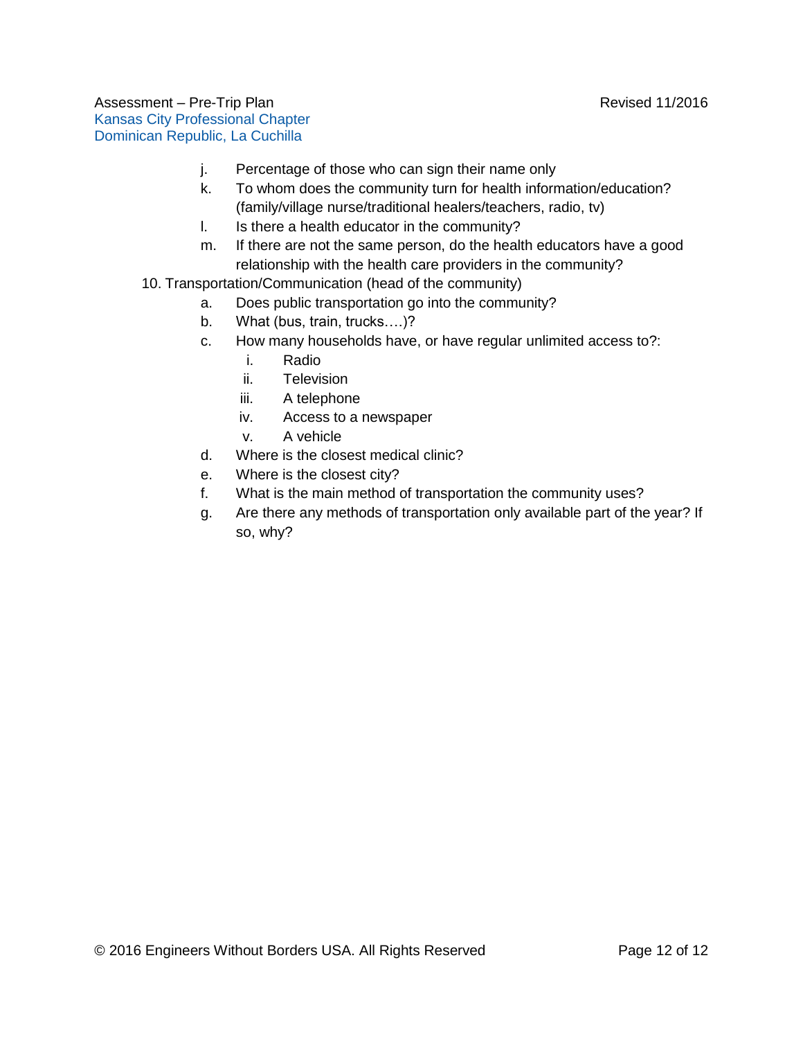j. Percentage of those who can sign their name only
k. To whom does the community turn for health information/education? (family/village nurse/traditional healers/teachers, radio, tv)
l. Is there a health educator in the community?
m. If there are not the same person, do the health educators have a good relationship with the health care providers in the community?

10. Transportation/Communication (head of the community)
    a. Does public transportation go into the community?
    b. What (bus, train, trucks….)?
    c. How many households have, or have regular unlimited access to?:
        i. Radio
        ii. Television
        iii. A telephone
        iv. Access to a newspaper
        v. A vehicle
    d. Where is the closest medical clinic?
    e. Where is the closest city?
    f. What is the main method of transportation the community uses?
    g. Are there any methods of transportation only available part of the year? If so, why?